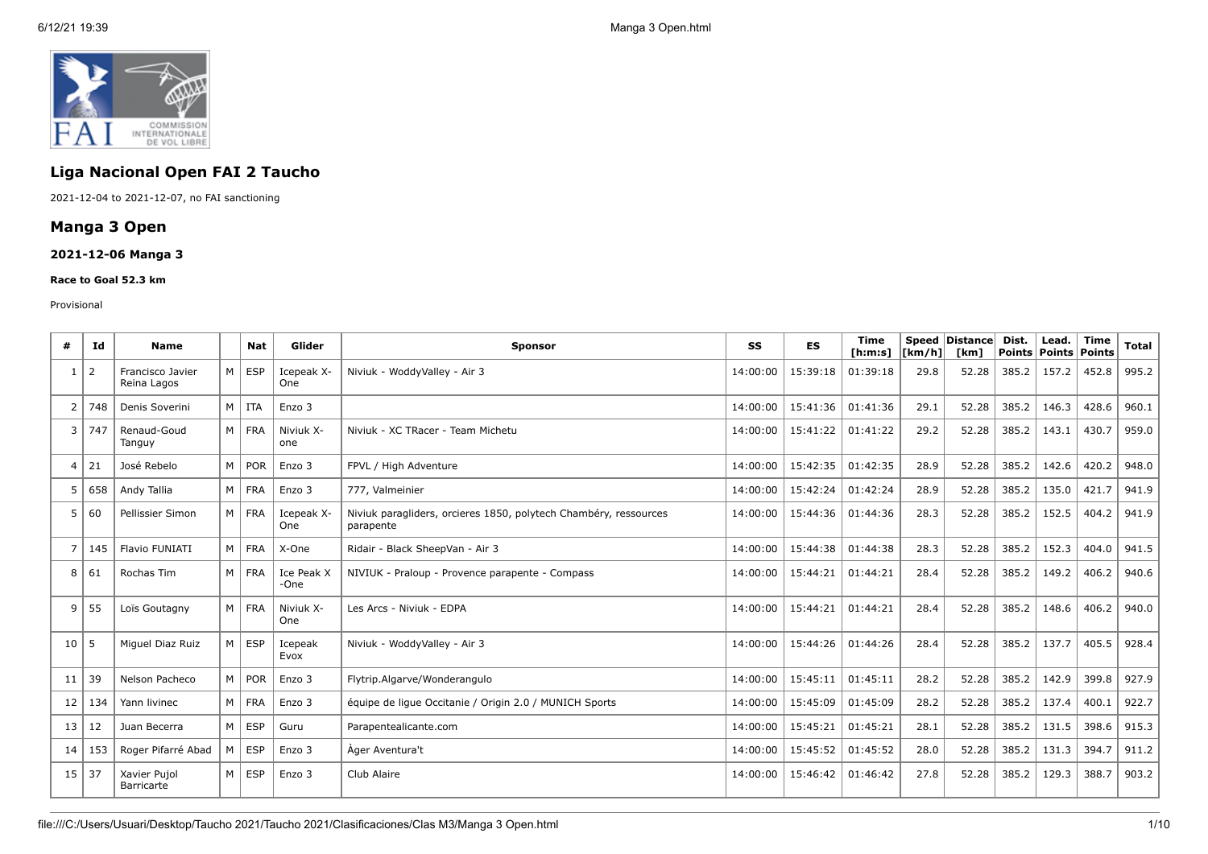## Liga Nacional Open FAI 2 Taucho

2021-12-04 to 2021-12-07, no FAI sanctioning

## Manga 3 Open

### 2021-12-06 Manga 3

#### Race to Goal 52.3 km

Provisional

| # | Id | Name | | Nat | Glider | Sponsor | SS | ES | Time [h:m:s] | Speed [km/h] | Distance [km] | Dist. Points | Lead. Points | Time Points | Total |
|---|---|---|---|---|---|---|---|---|---|---|---|---|---|---|---|
| 1 | 2 | Francisco Javier Reina Lagos | M | ESP | Icepeak X-One | Niviuk - WoddyValley - Air 3 | 14:00:00 | 15:39:18 | 01:39:18 | 29.8 | 52.28 | 385.2 | 157.2 | 452.8 | 995.2 |
| 2 | 748 | Denis Soverini | M | ITA | Enzo 3 | | 14:00:00 | 15:41:36 | 01:41:36 | 29.1 | 52.28 | 385.2 | 146.3 | 428.6 | 960.1 |
| 3 | 747 | Renaud-Goud Tanguy | M | FRA | Niviuk X-one | Niviuk - XC TRacer - Team Michetu | 14:00:00 | 15:41:22 | 01:41:22 | 29.2 | 52.28 | 385.2 | 143.1 | 430.7 | 959.0 |
| 4 | 21 | José Rebelo | M | POR | Enzo 3 | FPVL / High Adventure | 14:00:00 | 15:42:35 | 01:42:35 | 28.9 | 52.28 | 385.2 | 142.6 | 420.2 | 948.0 |
| 5 | 658 | Andy Tallia | M | FRA | Enzo 3 | 777, Valmeinier | 14:00:00 | 15:42:24 | 01:42:24 | 28.9 | 52.28 | 385.2 | 135.0 | 421.7 | 941.9 |
| 5 | 60 | Pellissier Simon | M | FRA | Icepeak X-One | Niviuk paragliders, orcieres 1850, polytech Chambéry, ressources parapente | 14:00:00 | 15:44:36 | 01:44:36 | 28.3 | 52.28 | 385.2 | 152.5 | 404.2 | 941.9 |
| 7 | 145 | Flavio FUNIATI | M | FRA | X-One | Ridair - Black SheepVan - Air 3 | 14:00:00 | 15:44:38 | 01:44:38 | 28.3 | 52.28 | 385.2 | 152.3 | 404.0 | 941.5 |
| 8 | 61 | Rochas Tim | M | FRA | Ice Peak X -One | NIVIUK - Praloup - Provence parapente - Compass | 14:00:00 | 15:44:21 | 01:44:21 | 28.4 | 52.28 | 385.2 | 149.2 | 406.2 | 940.6 |
| 9 | 55 | Loïs Goutagny | M | FRA | Niviuk X-One | Les Arcs - Niviuk - EDPA | 14:00:00 | 15:44:21 | 01:44:21 | 28.4 | 52.28 | 385.2 | 148.6 | 406.2 | 940.0 |
| 10 | 5 | Miguel Diaz Ruiz | M | ESP | Icepeak Evox | Niviuk - WoddyValley - Air 3 | 14:00:00 | 15:44:26 | 01:44:26 | 28.4 | 52.28 | 385.2 | 137.7 | 405.5 | 928.4 |
| 11 | 39 | Nelson Pacheco | M | POR | Enzo 3 | Flytrip.Algarve/Wonderangulo | 14:00:00 | 15:45:11 | 01:45:11 | 28.2 | 52.28 | 385.2 | 142.9 | 399.8 | 927.9 |
| 12 | 134 | Yann livinec | M | FRA | Enzo 3 | équipe de ligue Occitanie / Origin 2.0 / MUNICH Sports | 14:00:00 | 15:45:09 | 01:45:09 | 28.2 | 52.28 | 385.2 | 137.4 | 400.1 | 922.7 |
| 13 | 12 | Juan Becerra | M | ESP | Guru | Parapentealicante.com | 14:00:00 | 15:45:21 | 01:45:21 | 28.1 | 52.28 | 385.2 | 131.5 | 398.6 | 915.3 |
| 14 | 153 | Roger Pifarré Abad | M | ESP | Enzo 3 | Àger Aventura't | 14:00:00 | 15:45:52 | 01:45:52 | 28.0 | 52.28 | 385.2 | 131.3 | 394.7 | 911.2 |
| 15 | 37 | Xavier Pujol Barricarte | M | ESP | Enzo 3 | Club Alaire | 14:00:00 | 15:46:42 | 01:46:42 | 27.8 | 52.28 | 385.2 | 129.3 | 388.7 | 903.2 |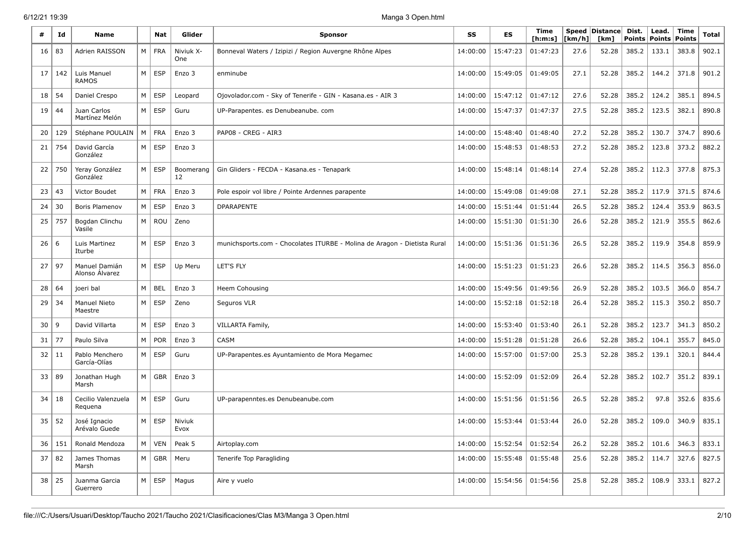| # | Id | Name | | Nat | Glider | Sponsor | SS | ES | Time [h:m:s] | Speed [km/h] | Distance [km] | Dist. Points | Lead. Points | Time Points | Total |
|---|---|---|---|---|---|---|---|---|---|---|---|---|---|---|---|
| 16 | 83 | Adrien RAISSON | M | FRA | Niviuk X-One | Bonneval Waters / Izipizi / Region Auvergne Rhône Alpes | 14:00:00 | 15:47:23 | 01:47:23 | 27.6 | 52.28 | 385.2 | 133.1 | 383.8 | 902.1 |
| 17 | 142 | Luis Manuel RAMOS | M | ESP | Enzo 3 | enminube | 14:00:00 | 15:49:05 | 01:49:05 | 27.1 | 52.28 | 385.2 | 144.2 | 371.8 | 901.2 |
| 18 | 54 | Daniel Crespo | M | ESP | Leopard | Ojovolador.com - Sky of Tenerife - GIN - Kasana.es - AIR 3 | 14:00:00 | 15:47:12 | 01:47:12 | 27.6 | 52.28 | 385.2 | 124.2 | 385.1 | 894.5 |
| 19 | 44 | Juan Carlos Martínez Melón | M | ESP | Guru | UP-Parapentes. es Denubeanube. com | 14:00:00 | 15:47:37 | 01:47:37 | 27.5 | 52.28 | 385.2 | 123.5 | 382.1 | 890.8 |
| 20 | 129 | Stéphane POULAIN | M | FRA | Enzo 3 | PAP08 - CREG - AIR3 | 14:00:00 | 15:48:40 | 01:48:40 | 27.2 | 52.28 | 385.2 | 130.7 | 374.7 | 890.6 |
| 21 | 754 | David García González | M | ESP | Enzo 3 | | 14:00:00 | 15:48:53 | 01:48:53 | 27.2 | 52.28 | 385.2 | 123.8 | 373.2 | 882.2 |
| 22 | 750 | Yeray González González | M | ESP | Boomerang 12 | Gin Gliders - FECDA - Kasana.es - Tenapark | 14:00:00 | 15:48:14 | 01:48:14 | 27.4 | 52.28 | 385.2 | 112.3 | 377.8 | 875.3 |
| 23 | 43 | Victor Boudet | M | FRA | Enzo 3 | Pole espoir vol libre / Pointe Ardennes parapente | 14:00:00 | 15:49:08 | 01:49:08 | 27.1 | 52.28 | 385.2 | 117.9 | 371.5 | 874.6 |
| 24 | 30 | Boris Plamenov | M | ESP | Enzo 3 | DPARAPENTE | 14:00:00 | 15:51:44 | 01:51:44 | 26.5 | 52.28 | 385.2 | 124.4 | 353.9 | 863.5 |
| 25 | 757 | Bogdan Clinchu Vasile | M | ROU | Zeno | | 14:00:00 | 15:51:30 | 01:51:30 | 26.6 | 52.28 | 385.2 | 121.9 | 355.5 | 862.6 |
| 26 | 6 | Luis Martinez Iturbe | M | ESP | Enzo 3 | munichsports.com - Chocolates ITURBE - Molina de Aragon - Dietista Rural | 14:00:00 | 15:51:36 | 01:51:36 | 26.5 | 52.28 | 385.2 | 119.9 | 354.8 | 859.9 |
| 27 | 97 | Manuel Damián Alonso Álvarez | M | ESP | Up Meru | LET'S FLY | 14:00:00 | 15:51:23 | 01:51:23 | 26.6 | 52.28 | 385.2 | 114.5 | 356.3 | 856.0 |
| 28 | 64 | joeri bal | M | BEL | Enzo 3 | Heem Cohousing | 14:00:00 | 15:49:56 | 01:49:56 | 26.9 | 52.28 | 385.2 | 103.5 | 366.0 | 854.7 |
| 29 | 34 | Manuel Nieto Maestre | M | ESP | Zeno | Seguros VLR | 14:00:00 | 15:52:18 | 01:52:18 | 26.4 | 52.28 | 385.2 | 115.3 | 350.2 | 850.7 |
| 30 | 9 | David Villarta | M | ESP | Enzo 3 | VILLARTA Family, | 14:00:00 | 15:53:40 | 01:53:40 | 26.1 | 52.28 | 385.2 | 123.7 | 341.3 | 850.2 |
| 31 | 77 | Paulo Silva | M | POR | Enzo 3 | CASM | 14:00:00 | 15:51:28 | 01:51:28 | 26.6 | 52.28 | 385.2 | 104.1 | 355.7 | 845.0 |
| 32 | 11 | Pablo Menchero García-Olías | M | ESP | Guru | UP-Parapentes.es Ayuntamiento de Mora Megamec | 14:00:00 | 15:57:00 | 01:57:00 | 25.3 | 52.28 | 385.2 | 139.1 | 320.1 | 844.4 |
| 33 | 89 | Jonathan Hugh Marsh | M | GBR | Enzo 3 | | 14:00:00 | 15:52:09 | 01:52:09 | 26.4 | 52.28 | 385.2 | 102.7 | 351.2 | 839.1 |
| 34 | 18 | Cecilio Valenzuela Requena | M | ESP | Guru | UP-parapenntes.es Denubeanube.com | 14:00:00 | 15:51:56 | 01:51:56 | 26.5 | 52.28 | 385.2 | 97.8 | 352.6 | 835.6 |
| 35 | 52 | José Ignacio Arévalo Guede | M | ESP | Niviuk Evox | | 14:00:00 | 15:53:44 | 01:53:44 | 26.0 | 52.28 | 385.2 | 109.0 | 340.9 | 835.1 |
| 36 | 151 | Ronald Mendoza | M | VEN | Peak 5 | Airtoplay.com | 14:00:00 | 15:52:54 | 01:52:54 | 26.2 | 52.28 | 385.2 | 101.6 | 346.3 | 833.1 |
| 37 | 82 | James Thomas Marsh | M | GBR | Meru | Tenerife Top Paragliding | 14:00:00 | 15:55:48 | 01:55:48 | 25.6 | 52.28 | 385.2 | 114.7 | 327.6 | 827.5 |
| 38 | 25 | Juanma Garcia Guerrero | M | ESP | Magus | Aire y vuelo | 14:00:00 | 15:54:56 | 01:54:56 | 25.8 | 52.28 | 385.2 | 108.9 | 333.1 | 827.2 |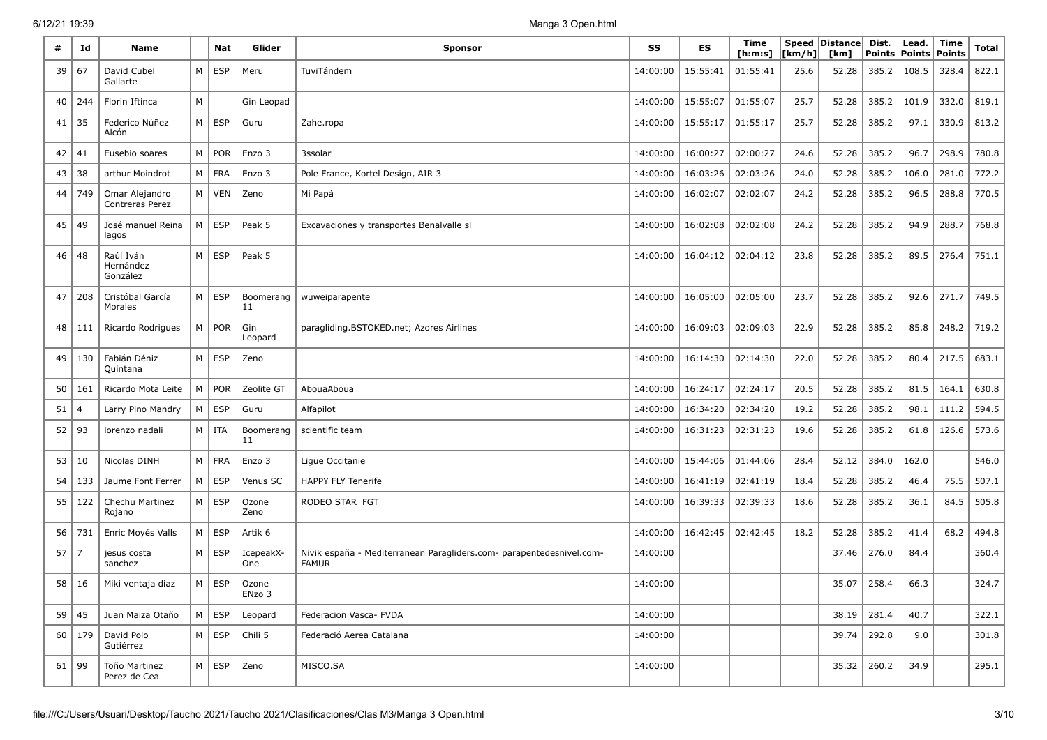| # | Id | Name | | Nat | Glider | Sponsor | SS | ES | Time [h:m:s] | Speed [km/h] | Distance [km] | Dist. Points | Lead. Points | Time Points | Total |
|---|---|---|---|---|---|---|---|---|---|---|---|---|---|---|---|
| 39 | 67 | David Cubel Gallarte | M | ESP | Meru | TuviTándem | 14:00:00 | 15:55:41 | 01:55:41 | 25.6 | 52.28 | 385.2 | 108.5 | 328.4 | 822.1 |
| 40 | 244 | Florin Iftinca | M | | Gin Leopad | | 14:00:00 | 15:55:07 | 01:55:07 | 25.7 | 52.28 | 385.2 | 101.9 | 332.0 | 819.1 |
| 41 | 35 | Federico Núñez Alcón | M | ESP | Guru | Zahe.ropa | 14:00:00 | 15:55:17 | 01:55:17 | 25.7 | 52.28 | 385.2 | 97.1 | 330.9 | 813.2 |
| 42 | 41 | Eusebio soares | M | POR | Enzo 3 | 3ssolar | 14:00:00 | 16:00:27 | 02:00:27 | 24.6 | 52.28 | 385.2 | 96.7 | 298.9 | 780.8 |
| 43 | 38 | arthur Moindrot | M | FRA | Enzo 3 | Pole France, Kortel Design, AIR 3 | 14:00:00 | 16:03:26 | 02:03:26 | 24.0 | 52.28 | 385.2 | 106.0 | 281.0 | 772.2 |
| 44 | 749 | Omar Alejandro Contreras Perez | M | VEN | Zeno | Mi Papá | 14:00:00 | 16:02:07 | 02:02:07 | 24.2 | 52.28 | 385.2 | 96.5 | 288.8 | 770.5 |
| 45 | 49 | José manuel Reina lagos | M | ESP | Peak 5 | Excavaciones y transportes Benalvalle sl | 14:00:00 | 16:02:08 | 02:02:08 | 24.2 | 52.28 | 385.2 | 94.9 | 288.7 | 768.8 |
| 46 | 48 | Raúl Iván Hernández González | M | ESP | Peak 5 | | 14:00:00 | 16:04:12 | 02:04:12 | 23.8 | 52.28 | 385.2 | 89.5 | 276.4 | 751.1 |
| 47 | 208 | Cristóbal García Morales | M | ESP | Boomerang 11 | wuweiparapente | 14:00:00 | 16:05:00 | 02:05:00 | 23.7 | 52.28 | 385.2 | 92.6 | 271.7 | 749.5 |
| 48 | 111 | Ricardo Rodrigues | M | POR | Gin Leopard | paragliding.BSTOKED.net; Azores Airlines | 14:00:00 | 16:09:03 | 02:09:03 | 22.9 | 52.28 | 385.2 | 85.8 | 248.2 | 719.2 |
| 49 | 130 | Fabián Déniz Quintana | M | ESP | Zeno | | 14:00:00 | 16:14:30 | 02:14:30 | 22.0 | 52.28 | 385.2 | 80.4 | 217.5 | 683.1 |
| 50 | 161 | Ricardo Mota Leite | M | POR | Zeolite GT | AbouaAboua | 14:00:00 | 16:24:17 | 02:24:17 | 20.5 | 52.28 | 385.2 | 81.5 | 164.1 | 630.8 |
| 51 | 4 | Larry Pino Mandry | M | ESP | Guru | Alfapilot | 14:00:00 | 16:34:20 | 02:34:20 | 19.2 | 52.28 | 385.2 | 98.1 | 111.2 | 594.5 |
| 52 | 93 | lorenzo nadali | M | ITA | Boomerang 11 | scientific team | 14:00:00 | 16:31:23 | 02:31:23 | 19.6 | 52.28 | 385.2 | 61.8 | 126.6 | 573.6 |
| 53 | 10 | Nicolas DINH | M | FRA | Enzo 3 | Ligue Occitanie | 14:00:00 | 15:44:06 | 01:44:06 | 28.4 | 52.12 | 384.0 | 162.0 | | 546.0 |
| 54 | 133 | Jaume Font Ferrer | M | ESP | Venus SC | HAPPY FLY Tenerife | 14:00:00 | 16:41:19 | 02:41:19 | 18.4 | 52.28 | 385.2 | 46.4 | 75.5 | 507.1 |
| 55 | 122 | Chechu Martinez Rojano | M | ESP | Ozone Zeno | RODEO STAR_FGT | 14:00:00 | 16:39:33 | 02:39:33 | 18.6 | 52.28 | 385.2 | 36.1 | 84.5 | 505.8 |
| 56 | 731 | Enric Moyés Valls | M | ESP | Artik 6 | | 14:00:00 | 16:42:45 | 02:42:45 | 18.2 | 52.28 | 385.2 | 41.4 | 68.2 | 494.8 |
| 57 | 7 | jesus costa sanchez | M | ESP | IcepeakX-One | Nivik españa - Mediterranean Paragliders.com- parapentedesnivel.com-FAMUR | 14:00:00 | | | | 37.46 | 276.0 | 84.4 | | 360.4 |
| 58 | 16 | Miki ventaja diaz | M | ESP | Ozone ENzo 3 | | 14:00:00 | | | | 35.07 | 258.4 | 66.3 | | 324.7 |
| 59 | 45 | Juan Maiza Otaño | M | ESP | Leopard | Federacion Vasca- FVDA | 14:00:00 | | | | 38.19 | 281.4 | 40.7 | | 322.1 |
| 60 | 179 | David Polo Gutiérrez | M | ESP | Chili 5 | Federació Aerea Catalana | 14:00:00 | | | | 39.74 | 292.8 | 9.0 | | 301.8 |
| 61 | 99 | Toño Martinez Perez de Cea | M | ESP | Zeno | MISCO.SA | 14:00:00 | | | | 35.32 | 260.2 | 34.9 | | 295.1 |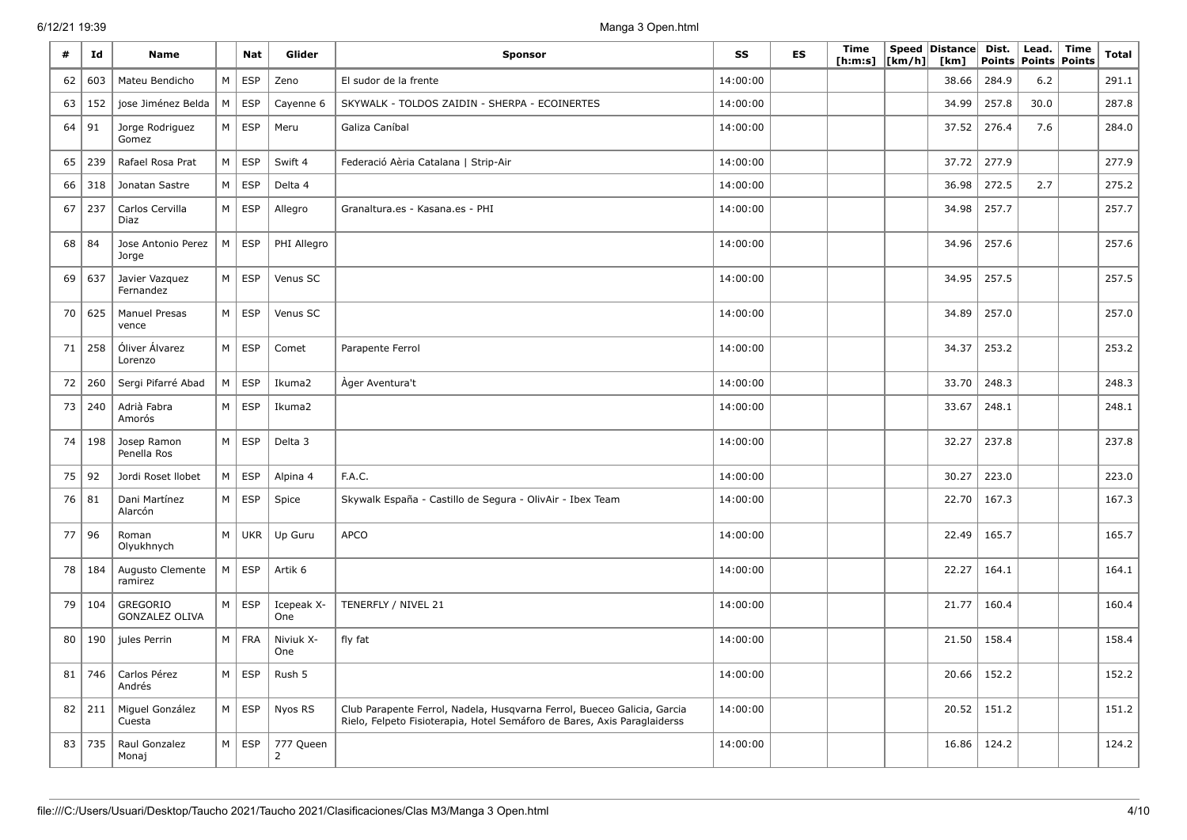| # | Id | Name | | Nat | Glider | Sponsor | SS | ES | Time [h:m:s] | Speed [km/h] | Distance [km] | Dist. Points | Lead. Points | Time Points | Total |
|---|---|---|---|---|---|---|---|---|---|---|---|---|---|---|---|
| 62 | 603 | Mateu Bendicho | M | ESP | Zeno | El sudor de la frente | 14:00:00 | | | | 38.66 | 284.9 | 6.2 | | 291.1 |
| 63 | 152 | jose Jiménez Belda | M | ESP | Cayenne 6 | SKYWALK - TOLDOS ZAIDIN - SHERPA - ECOINERTES | 14:00:00 | | | | 34.99 | 257.8 | 30.0 | | 287.8 |
| 64 | 91 | Jorge Rodriguez Gomez | M | ESP | Meru | Galiza Caníbal | 14:00:00 | | | | 37.52 | 276.4 | 7.6 | | 284.0 |
| 65 | 239 | Rafael Rosa Prat | M | ESP | Swift 4 | Federació Aèria Catalana \| Strip-Air | 14:00:00 | | | | 37.72 | 277.9 | | | 277.9 |
| 66 | 318 | Jonatan Sastre | M | ESP | Delta 4 | | 14:00:00 | | | | 36.98 | 272.5 | 2.7 | | 275.2 |
| 67 | 237 | Carlos Cervilla Diaz | M | ESP | Allegro | Granaltura.es - Kasana.es - PHI | 14:00:00 | | | | 34.98 | 257.7 | | | 257.7 |
| 68 | 84 | Jose Antonio Perez Jorge | M | ESP | PHI Allegro | | 14:00:00 | | | | 34.96 | 257.6 | | | 257.6 |
| 69 | 637 | Javier Vazquez Fernandez | M | ESP | Venus SC | | 14:00:00 | | | | 34.95 | 257.5 | | | 257.5 |
| 70 | 625 | Manuel Presas vence | M | ESP | Venus SC | | 14:00:00 | | | | 34.89 | 257.0 | | | 257.0 |
| 71 | 258 | Óliver Álvarez Lorenzo | M | ESP | Comet | Parapente Ferrol | 14:00:00 | | | | 34.37 | 253.2 | | | 253.2 |
| 72 | 260 | Sergi Pifarré Abad | M | ESP | Ikuma2 | Àger Aventura't | 14:00:00 | | | | 33.70 | 248.3 | | | 248.3 |
| 73 | 240 | Adrià Fabra Amorós | M | ESP | Ikuma2 | | 14:00:00 | | | | 33.67 | 248.1 | | | 248.1 |
| 74 | 198 | Josep Ramon Penella Ros | M | ESP | Delta 3 | | 14:00:00 | | | | 32.27 | 237.8 | | | 237.8 |
| 75 | 92 | Jordi Roset llobet | M | ESP | Alpina 4 | F.A.C. | 14:00:00 | | | | 30.27 | 223.0 | | | 223.0 |
| 76 | 81 | Dani Martínez Alarcón | M | ESP | Spice | Skywalk España - Castillo de Segura - OlivAir - Ibex Team | 14:00:00 | | | | 22.70 | 167.3 | | | 167.3 |
| 77 | 96 | Roman Olyukhnych | M | UKR | Up Guru | APCO | 14:00:00 | | | | 22.49 | 165.7 | | | 165.7 |
| 78 | 184 | Augusto Clemente ramirez | M | ESP | Artik 6 | | 14:00:00 | | | | 22.27 | 164.1 | | | 164.1 |
| 79 | 104 | GREGORIO GONZALEZ OLIVA | M | ESP | Icepeak X-One | TENERFLY / NIVEL 21 | 14:00:00 | | | | 21.77 | 160.4 | | | 160.4 |
| 80 | 190 | jules Perrin | M | FRA | Niviuk X-One | fly fat | 14:00:00 | | | | 21.50 | 158.4 | | | 158.4 |
| 81 | 746 | Carlos Pérez Andrés | M | ESP | Rush 5 | | 14:00:00 | | | | 20.66 | 152.2 | | | 152.2 |
| 82 | 211 | Miguel González Cuesta | M | ESP | Nyos RS | Club Parapente Ferrol, Nadela, Husqvarna Ferrol, Bueceo Galicia, Garcia Rielo, Felpeto Fisioterapia, Hotel Semáforo de Bares, Axis Paraglaiderss | 14:00:00 | | | | 20.52 | 151.2 | | | 151.2 |
| 83 | 735 | Raul Gonzalez Monaj | M | ESP | 777 Queen 2 | | 14:00:00 | | | | 16.86 | 124.2 | | | 124.2 |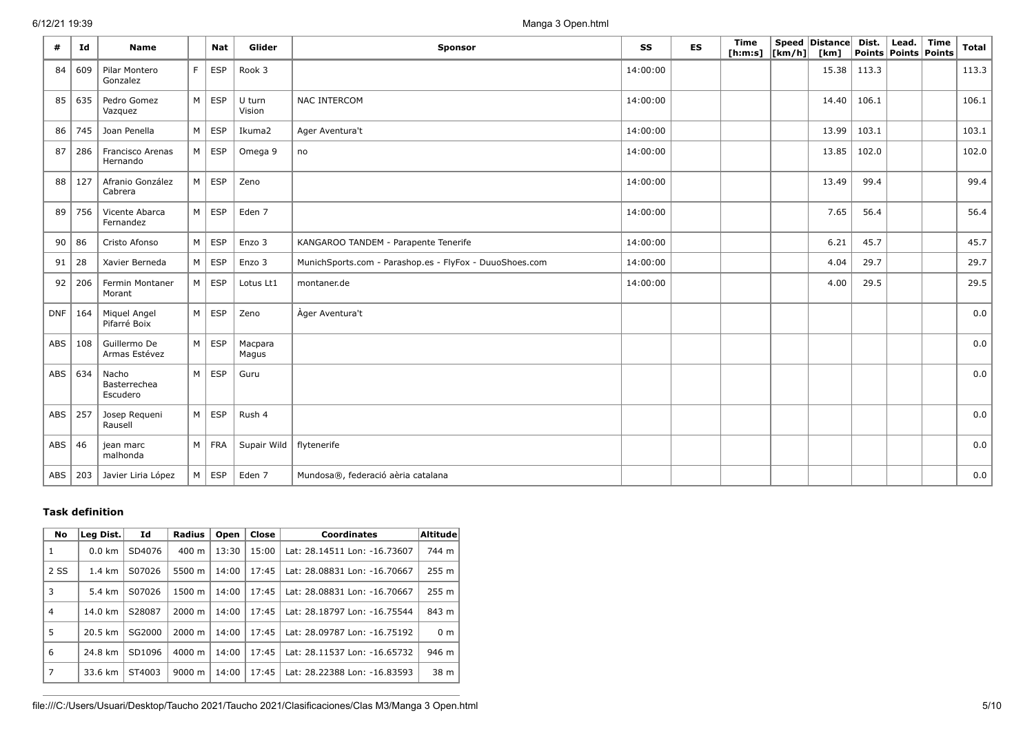| # | Id | Name | | Nat | Glider | Sponsor | SS | ES | Time [h:m:s] | Speed [km/h] | Distance [km] | Dist. Points | Lead. Points | Time Points | Total |
|---|---|---|---|---|---|---|---|---|---|---|---|---|---|---|---|
| 84 | 609 | Pilar Montero Gonzalez | F | ESP | Rook 3 | | 14:00:00 | | | | 15.38 | 113.3 | | | 113.3 |
| 85 | 635 | Pedro Gomez Vazquez | M | ESP | U turn Vision | NAC INTERCOM | 14:00:00 | | | | 14.40 | 106.1 | | | 106.1 |
| 86 | 745 | Joan Penella | M | ESP | Ikuma2 | Ager Aventura't | 14:00:00 | | | | 13.99 | 103.1 | | | 103.1 |
| 87 | 286 | Francisco Arenas Hernando | M | ESP | Omega 9 | no | 14:00:00 | | | | 13.85 | 102.0 | | | 102.0 |
| 88 | 127 | Afranio González Cabrera | M | ESP | Zeno | | 14:00:00 | | | | 13.49 | 99.4 | | | 99.4 |
| 89 | 756 | Vicente Abarca Fernandez | M | ESP | Eden 7 | | 14:00:00 | | | | 7.65 | 56.4 | | | 56.4 |
| 90 | 86 | Cristo Afonso | M | ESP | Enzo 3 | KANGAROO TANDEM - Parapente Tenerife | 14:00:00 | | | | 6.21 | 45.7 | | | 45.7 |
| 91 | 28 | Xavier Berneda | M | ESP | Enzo 3 | MunichSports.com - Parashop.es - FlyFox - DuuoShoes.com | 14:00:00 | | | | 4.04 | 29.7 | | | 29.7 |
| 92 | 206 | Fermin Montaner Morant | M | ESP | Lotus Lt1 | montaner.de | 14:00:00 | | | | 4.00 | 29.5 | | | 29.5 |
| DNF | 164 | Miquel Angel Pifarré Boix | M | ESP | Zeno | Àger Aventura't | | | | | | | | | 0.0 |
| ABS | 108 | Guillermo De Armas Estévez | M | ESP | Macpara Magus | | | | | | | | | | 0.0 |
| ABS | 634 | Nacho Basterrechea Escudero | M | ESP | Guru | | | | | | | | | | 0.0 |
| ABS | 257 | Josep Requeni Rausell | M | ESP | Rush 4 | | | | | | | | | | 0.0 |
| ABS | 46 | jean marc malhonda | M | FRA | Supair Wild | flytenerife | | | | | | | | | 0.0 |
| ABS | 203 | Javier Liria López | M | ESP | Eden 7 | Mundosa®, federació aèria catalana | | | | | | | | | 0.0 |

### Task definition

| No | Leg Dist. | Id | Radius | Open | Close | Coordinates | Altitude |
|---|---|---|---|---|---|---|---|
| 1 | 0.0 km | SD4076 | 400 m | 13:30 | 15:00 | Lat: 28.14511 Lon: -16.73607 | 744 m |
| 2 SS | 1.4 km | S07026 | 5500 m | 14:00 | 17:45 | Lat: 28.08831 Lon: -16.70667 | 255 m |
| 3 | 5.4 km | S07026 | 1500 m | 14:00 | 17:45 | Lat: 28.08831 Lon: -16.70667 | 255 m |
| 4 | 14.0 km | S28087 | 2000 m | 14:00 | 17:45 | Lat: 28.18797 Lon: -16.75544 | 843 m |
| 5 | 20.5 km | SG2000 | 2000 m | 14:00 | 17:45 | Lat: 28.09787 Lon: -16.75192 | 0 m |
| 6 | 24.8 km | SD1096 | 4000 m | 14:00 | 17:45 | Lat: 28.11537 Lon: -16.65732 | 946 m |
| 7 | 33.6 km | ST4003 | 9000 m | 14:00 | 17:45 | Lat: 28.22388 Lon: -16.83593 | 38 m |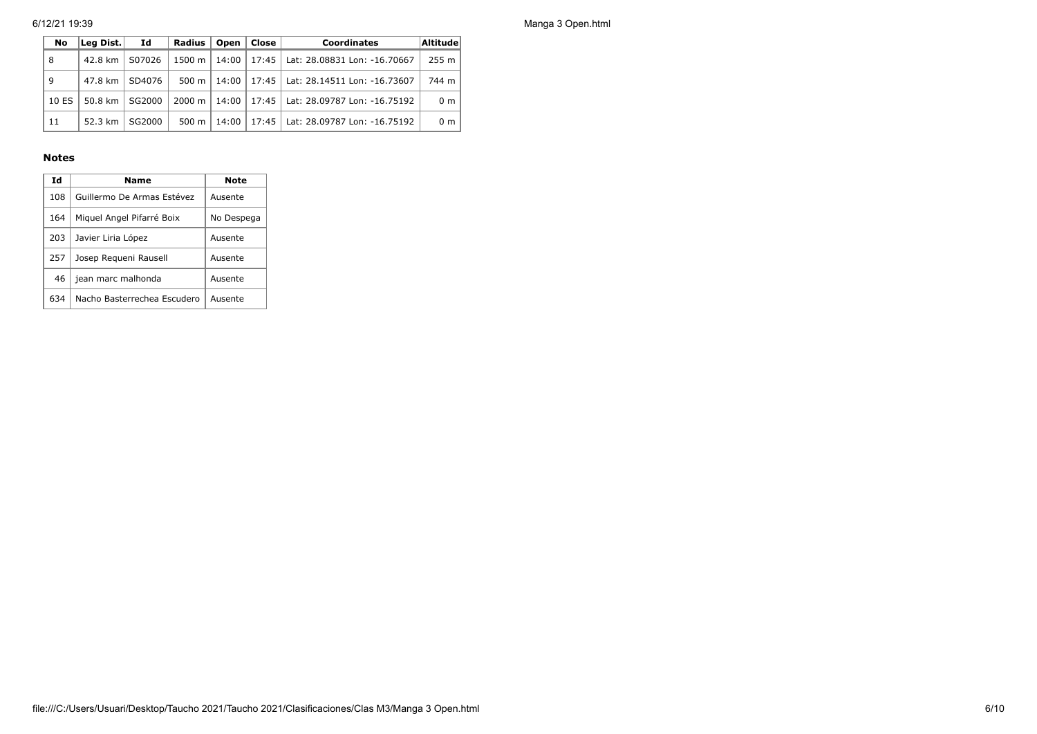| No | Leg Dist. | Id | Radius | Open | Close | Coordinates | Altitude |
|---|---|---|---|---|---|---|---|
| 8 | 42.8 km | S07026 | 1500 m | 14:00 | 17:45 | Lat: 28.08831 Lon: -16.70667 | 255 m |
| 9 | 47.8 km | SD4076 | 500 m | 14:00 | 17:45 | Lat: 28.14511 Lon: -16.73607 | 744 m |
| 10 ES | 50.8 km | SG2000 | 2000 m | 14:00 | 17:45 | Lat: 28.09787 Lon: -16.75192 | 0 m |
| 11 | 52.3 km | SG2000 | 500 m | 14:00 | 17:45 | Lat: 28.09787 Lon: -16.75192 | 0 m |

### Notes

| Id | Name | Note |
|---|---|---|
| 108 | Guillermo De Armas Estévez | Ausente |
| 164 | Miquel Angel Pifarré Boix | No Despega |
| 203 | Javier Liria López | Ausente |
| 257 | Josep Requeni Rausell | Ausente |
| 46 | jean marc malhonda | Ausente |
| 634 | Nacho Basterrechea Escudero | Ausente |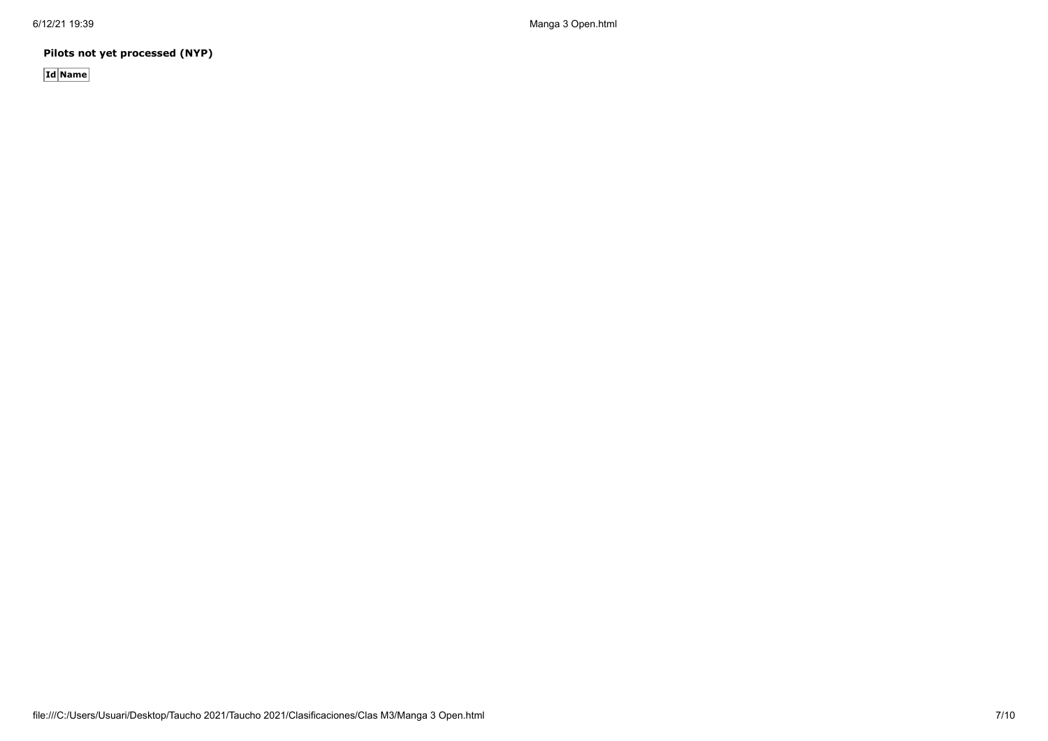**Pilots not yet processed (NYP)**

| Id | Name |
| --- | --- |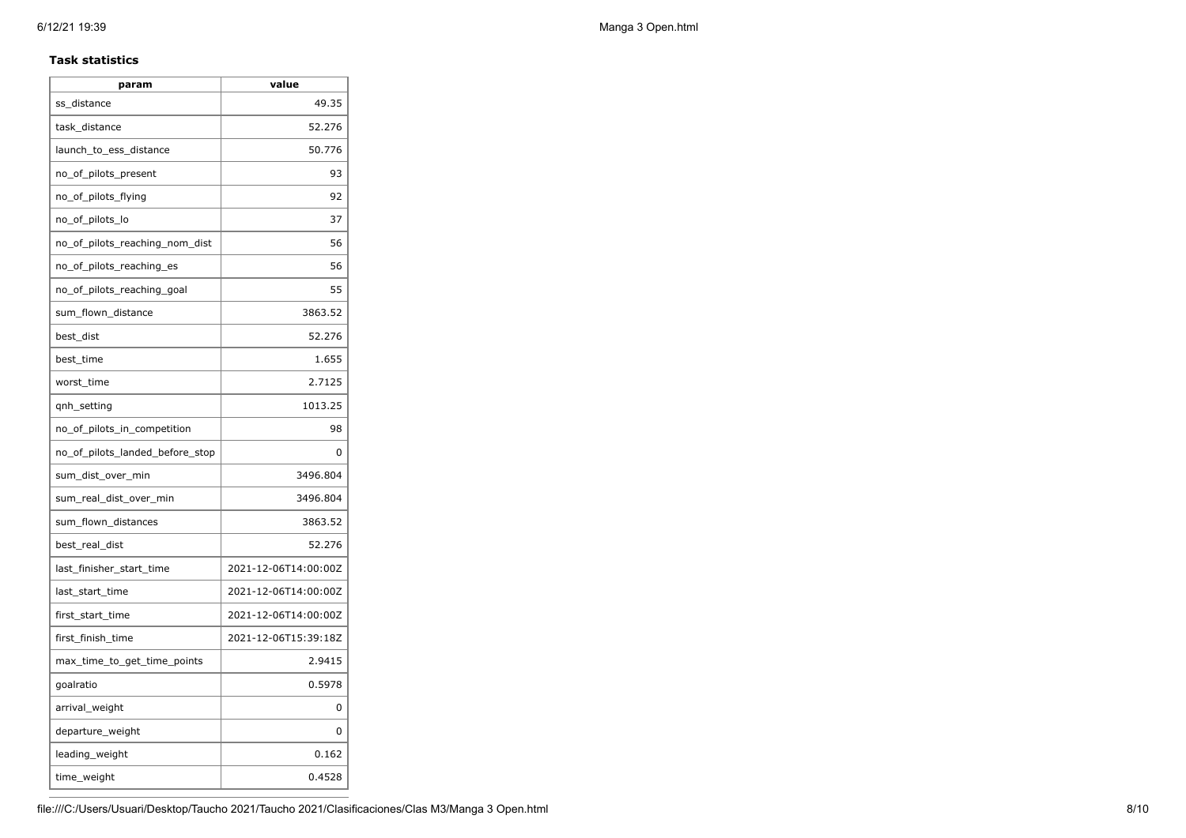**Task statistics**

| param | value |
| --- | --- |
| ss_distance | 49.35 |
| task_distance | 52.276 |
| launch_to_ess_distance | 50.776 |
| no_of_pilots_present | 93 |
| no_of_pilots_flying | 92 |
| no_of_pilots_lo | 37 |
| no_of_pilots_reaching_nom_dist | 56 |
| no_of_pilots_reaching_es | 56 |
| no_of_pilots_reaching_goal | 55 |
| sum_flown_distance | 3863.52 |
| best_dist | 52.276 |
| best_time | 1.655 |
| worst_time | 2.7125 |
| qnh_setting | 1013.25 |
| no_of_pilots_in_competition | 98 |
| no_of_pilots_landed_before_stop | 0 |
| sum_dist_over_min | 3496.804 |
| sum_real_dist_over_min | 3496.804 |
| sum_flown_distances | 3863.52 |
| best_real_dist | 52.276 |
| last_finisher_start_time | 2021-12-06T14:00:00Z |
| last_start_time | 2021-12-06T14:00:00Z |
| first_start_time | 2021-12-06T14:00:00Z |
| first_finish_time | 2021-12-06T15:39:18Z |
| max_time_to_get_time_points | 2.9415 |
| goalratio | 0.5978 |
| arrival_weight | 0 |
| departure_weight | 0 |
| leading_weight | 0.162 |
| time_weight | 0.4528 |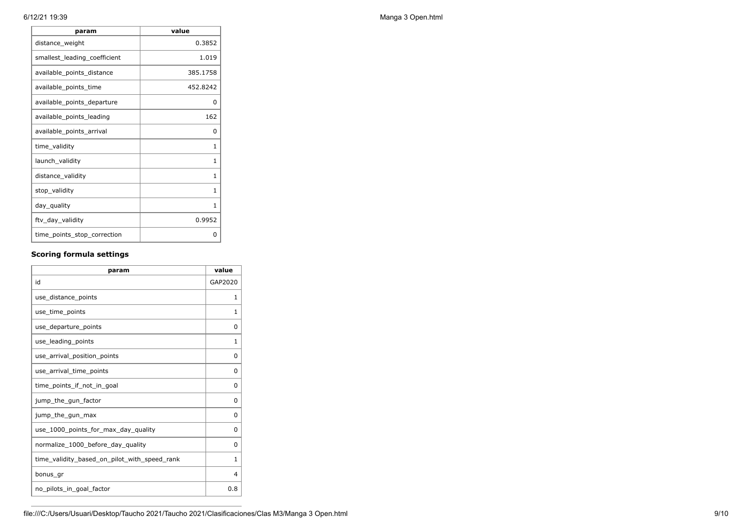| param | value |
| --- | --- |
| distance_weight | 0.3852 |
| smallest_leading_coefficient | 1.019 |
| available_points_distance | 385.1758 |
| available_points_time | 452.8242 |
| available_points_departure | 0 |
| available_points_leading | 162 |
| available_points_arrival | 0 |
| time_validity | 1 |
| launch_validity | 1 |
| distance_validity | 1 |
| stop_validity | 1 |
| day_quality | 1 |
| ftv_day_validity | 0.9952 |
| time_points_stop_correction | 0 |

### Scoring formula settings

| param | value |
| --- | --- |
| id | GAP2020 |
| use_distance_points | 1 |
| use_time_points | 1 |
| use_departure_points | 0 |
| use_leading_points | 1 |
| use_arrival_position_points | 0 |
| use_arrival_time_points | 0 |
| time_points_if_not_in_goal | 0 |
| jump_the_gun_factor | 0 |
| jump_the_gun_max | 0 |
| use_1000_points_for_max_day_quality | 0 |
| normalize_1000_before_day_quality | 0 |
| time_validity_based_on_pilot_with_speed_rank | 1 |
| bonus_gr | 4 |
| no_pilots_in_goal_factor | 0.8 |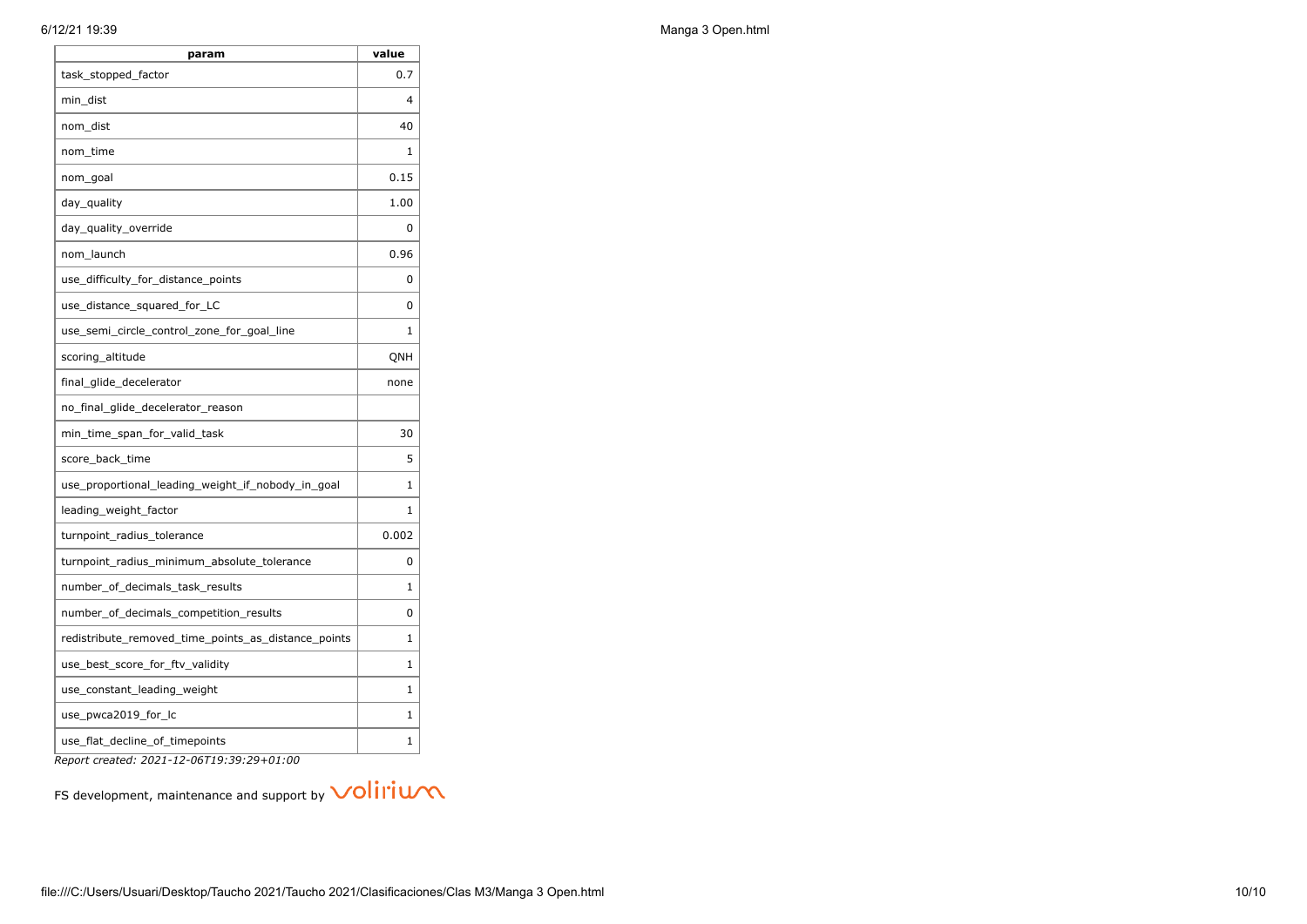| param | value |
|---|---|
| task_stopped_factor | 0.7 |
| min_dist | 4 |
| nom_dist | 40 |
| nom_time | 1 |
| nom_goal | 0.15 |
| day_quality | 1.00 |
| day_quality_override | 0 |
| nom_launch | 0.96 |
| use_difficulty_for_distance_points | 0 |
| use_distance_squared_for_LC | 0 |
| use_semi_circle_control_zone_for_goal_line | 1 |
| scoring_altitude | QNH |
| final_glide_decelerator | none |
| no_final_glide_decelerator_reason | |
| min_time_span_for_valid_task | 30 |
| score_back_time | 5 |
| use_proportional_leading_weight_if_nobody_in_goal | 1 |
| leading_weight_factor | 1 |
| turnpoint_radius_tolerance | 0.002 |
| turnpoint_radius_minimum_absolute_tolerance | 0 |
| number_of_decimals_task_results | 1 |
| number_of_decimals_competition_results | 0 |
| redistribute_removed_time_points_as_distance_points | 1 |
| use_best_score_for_ftv_validity | 1 |
| use_constant_leading_weight | 1 |
| use_pwca2019_for_lc | 1 |
| use_flat_decline_of_timepoints | 1 |

*Report created: 2021-12-06T19:39:29+01:00*

FS development, maintenance and support by volirium